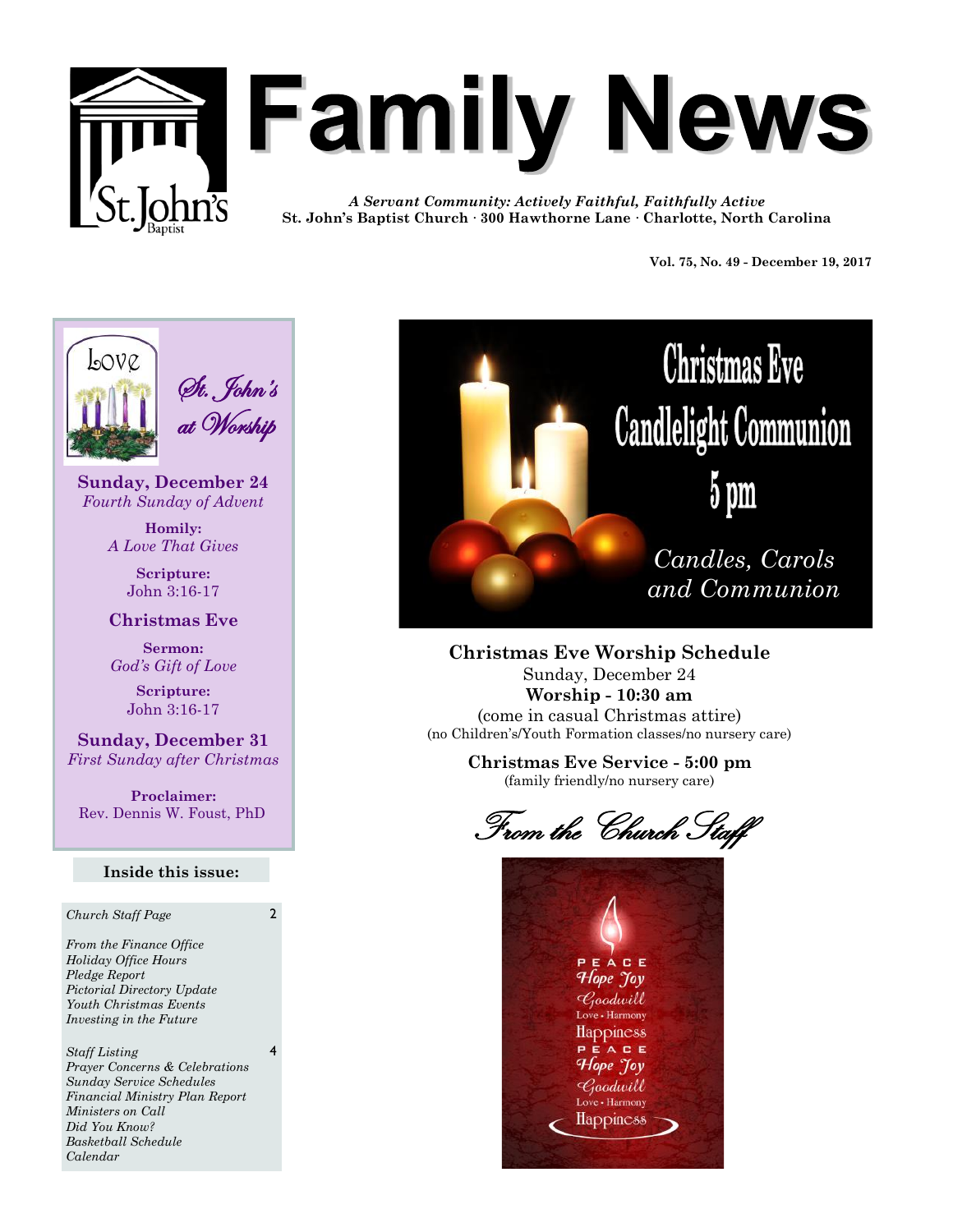# Family News

*A Servant Community: Actively Faithful, Faithfully Active*
**St. John's Baptist Church · 300 Hawthorne Lane · Charlotte, North Carolina**

**Vol. 75, No. 49 - December 19, 2017**

## St. John's at Worship

**Sunday, December 24**
*Fourth Sunday of Advent*

**Homily:**
*A Love That Gives*

**Scripture:**
John 3:16-17

**Christmas Eve**

**Sermon:**
*God's Gift of Love*

**Scripture:**
John 3:16-17

**Sunday, December 31**
*First Sunday after Christmas*

**Proclaimer:**
Rev. Dennis W. Foust, PhD

### Inside this issue:

| | |
|---|---|
| *Church Staff Page* | 2 |
| *From the Finance Office* <br> *Holiday Office Hours* <br> *Pledge Report* <br> *Pictorial Directory Update* <br> *Youth Christmas Events* <br> *Investing in the Future* | |
| *Staff Listing* <br> *Prayer Concerns & Celebrations* <br> *Sunday Service Schedules* <br> *Financial Ministry Plan Report* <br> *Ministers on Call* <br> *Did You Know?* <br> *Basketball Schedule* <br> *Calendar* | 4 |

## Christmas Eve Candlelight Communion 5 pm

*Candles, Carols and Communion*

**Christmas Eve Worship Schedule**
Sunday, December 24
**Worship - 10:30 am**
(come in casual Christmas attire)
(no Children's/Youth Formation classes/no nursery care)

**Christmas Eve Service - 5:00 pm**
(family friendly/no nursery care)

## *From the Church Staff*

PEACE
Hope Joy
Goodwill
Love • Harmony
Happiness
PEACE
Hope Joy
Goodwill
Love • Harmony
Happiness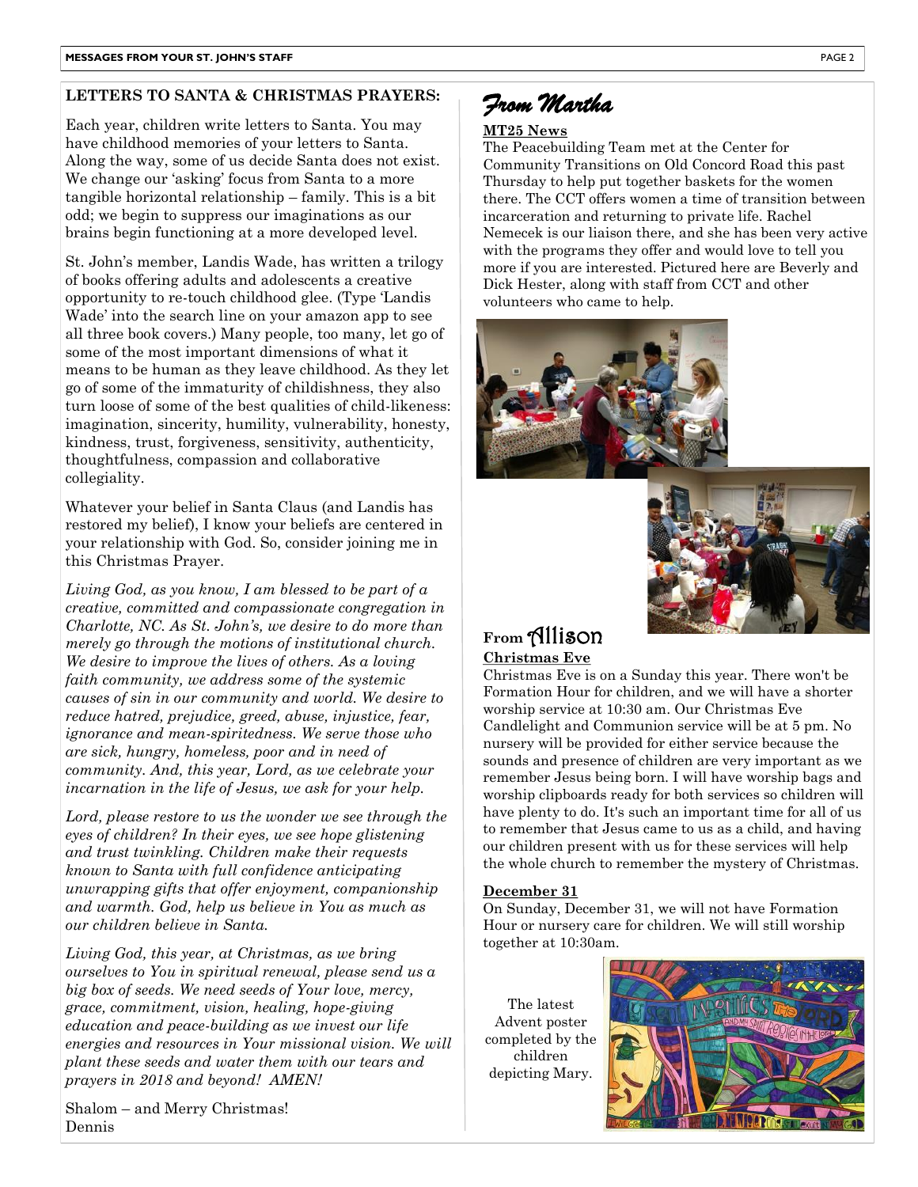## LETTERS TO SANTA & CHRISTMAS PRAYERS:

Each year, children write letters to Santa. You may have childhood memories of your letters to Santa. Along the way, some of us decide Santa does not exist. We change our 'asking' focus from Santa to a more tangible horizontal relationship – family. This is a bit odd; we begin to suppress our imaginations as our brains begin functioning at a more developed level.

St. John's member, Landis Wade, has written a trilogy of books offering adults and adolescents a creative opportunity to re-touch childhood glee. (Type 'Landis Wade' into the search line on your amazon app to see all three book covers.) Many people, too many, let go of some of the most important dimensions of what it means to be human as they leave childhood. As they let go of some of the immaturity of childishness, they also turn loose of some of the best qualities of child-likeness: imagination, sincerity, humility, vulnerability, honesty, kindness, trust, forgiveness, sensitivity, authenticity, thoughtfulness, compassion and collaborative collegiality.

Whatever your belief in Santa Claus (and Landis has restored my belief), I know your beliefs are centered in your relationship with God. So, consider joining me in this Christmas Prayer.

*Living God, as you know, I am blessed to be part of a creative, committed and compassionate congregation in Charlotte, NC. As St. John's, we desire to do more than merely go through the motions of institutional church. We desire to improve the lives of others. As a loving faith community, we address some of the systemic causes of sin in our community and world. We desire to reduce hatred, prejudice, greed, abuse, injustice, fear, ignorance and mean-spiritedness. We serve those who are sick, hungry, homeless, poor and in need of community. And, this year, Lord, as we celebrate your incarnation in the life of Jesus, we ask for your help.*

*Lord, please restore to us the wonder we see through the eyes of children? In their eyes, we see hope glistening and trust twinkling. Children make their requests known to Santa with full confidence anticipating unwrapping gifts that offer enjoyment, companionship and warmth. God, help us believe in You as much as our children believe in Santa.*

*Living God, this year, at Christmas, as we bring ourselves to You in spiritual renewal, please send us a big box of seeds. We need seeds of Your love, mercy, grace, commitment, vision, healing, hope-giving education and peace-building as we invest our life energies and resources in Your missional vision. We will plant these seeds and water them with our tears and prayers in 2018 and beyond! AMEN!*

Shalom – and Merry Christmas!
Dennis

## *From Martha*

**MT25 News**

The Peacebuilding Team met at the Center for Community Transitions on Old Concord Road this past Thursday to help put together baskets for the women there. The CCT offers women a time of transition between incarceration and returning to private life. Rachel Nemecek is our liaison there, and she has been very active with the programs they offer and would love to tell you more if you are interested. Pictured here are Beverly and Dick Hester, along with staff from CCT and other volunteers who came to help.

## From Allison

**Christmas Eve**

Christmas Eve is on a Sunday this year. There won't be Formation Hour for children, and we will have a shorter worship service at 10:30 am. Our Christmas Eve Candlelight and Communion service will be at 5 pm. No nursery will be provided for either service because the sounds and presence of children are very important as we remember Jesus being born. I will have worship bags and worship clipboards ready for both services so children will have plenty to do. It's such an important time for all of us to remember that Jesus came to us as a child, and having our children present with us for these services will help the whole church to remember the mystery of Christmas.

**December 31**

On Sunday, December 31, we will not have Formation Hour or nursery care for children. We will still worship together at 10:30am.

The latest Advent poster completed by the children depicting Mary.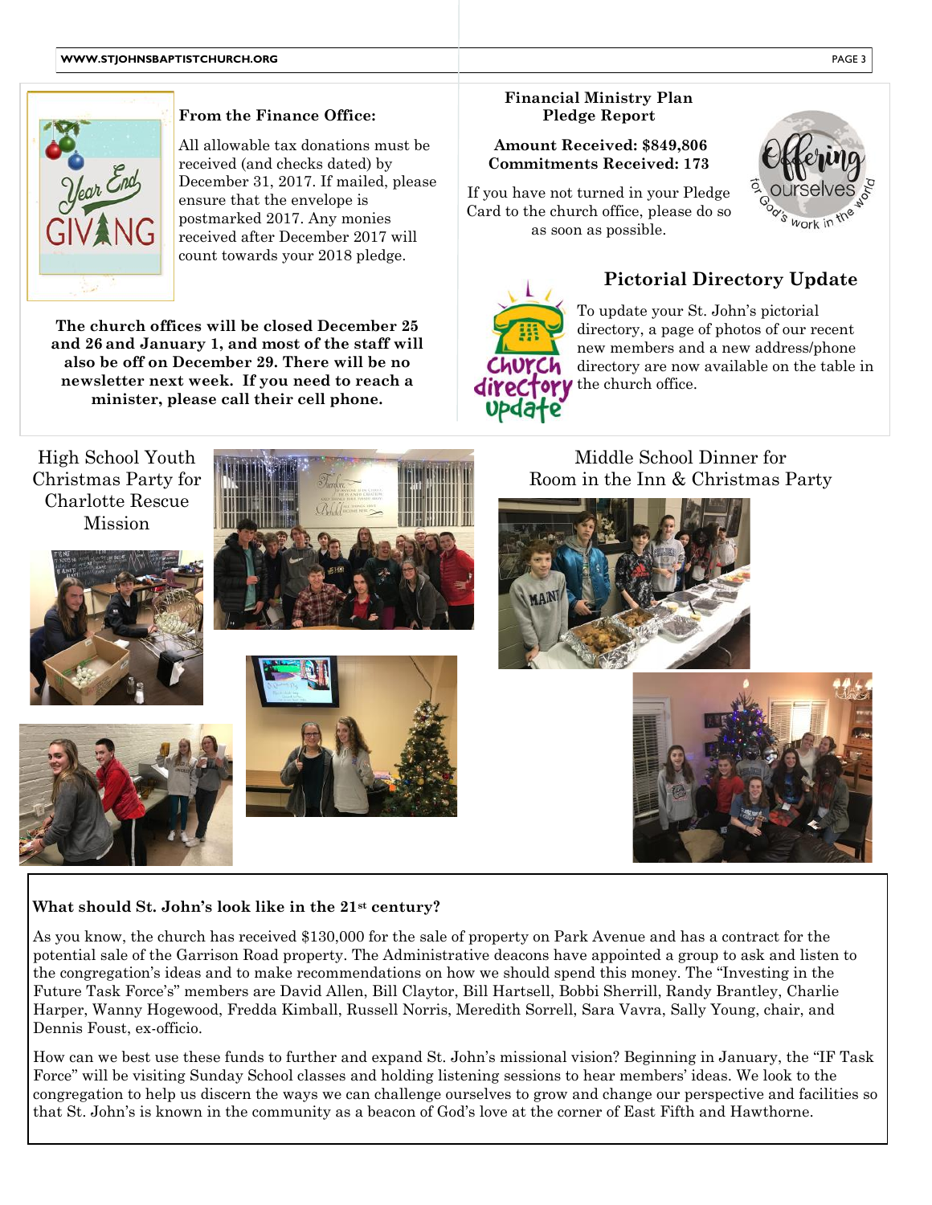### From the Finance Office:

All allowable tax donations must be received (and checks dated) by December 31, 2017. If mailed, please ensure that the envelope is postmarked 2017. Any monies received after December 2017 will count towards your 2018 pledge.

**The church offices will be closed December 25 and 26 and January 1, and most of the staff will also be off on December 29. There will be no newsletter next week. If you need to reach a minister, please call their cell phone.**

### Financial Ministry Plan Pledge Report

**Amount Received: $849,806**
**Commitments Received: 173**

If you have not turned in your Pledge Card to the church office, please do so as soon as possible.

### Pictorial Directory Update

To update your St. John's pictorial directory, a page of photos of our recent new members and a new address/phone directory are now available on the table in the church office.

High School Youth Christmas Party for Charlotte Rescue Mission

Middle School Dinner for Room in the Inn & Christmas Party

### What should St. John's look like in the 21st century?

As you know, the church has received $130,000 for the sale of property on Park Avenue and has a contract for the potential sale of the Garrison Road property. The Administrative deacons have appointed a group to ask and listen to the congregation's ideas and to make recommendations on how we should spend this money. The "Investing in the Future Task Force's" members are David Allen, Bill Claytor, Bill Hartsell, Bobbi Sherrill, Randy Brantley, Charlie Harper, Wanny Hogewood, Fredda Kimball, Russell Norris, Meredith Sorrell, Sara Vavra, Sally Young, chair, and Dennis Foust, ex-officio.

How can we best use these funds to further and expand St. John's missional vision? Beginning in January, the "IF Task Force" will be visiting Sunday School classes and holding listening sessions to hear members' ideas. We look to the congregation to help us discern the ways we can challenge ourselves to grow and change our perspective and facilities so that St. John's is known in the community as a beacon of God's love at the corner of East Fifth and Hawthorne.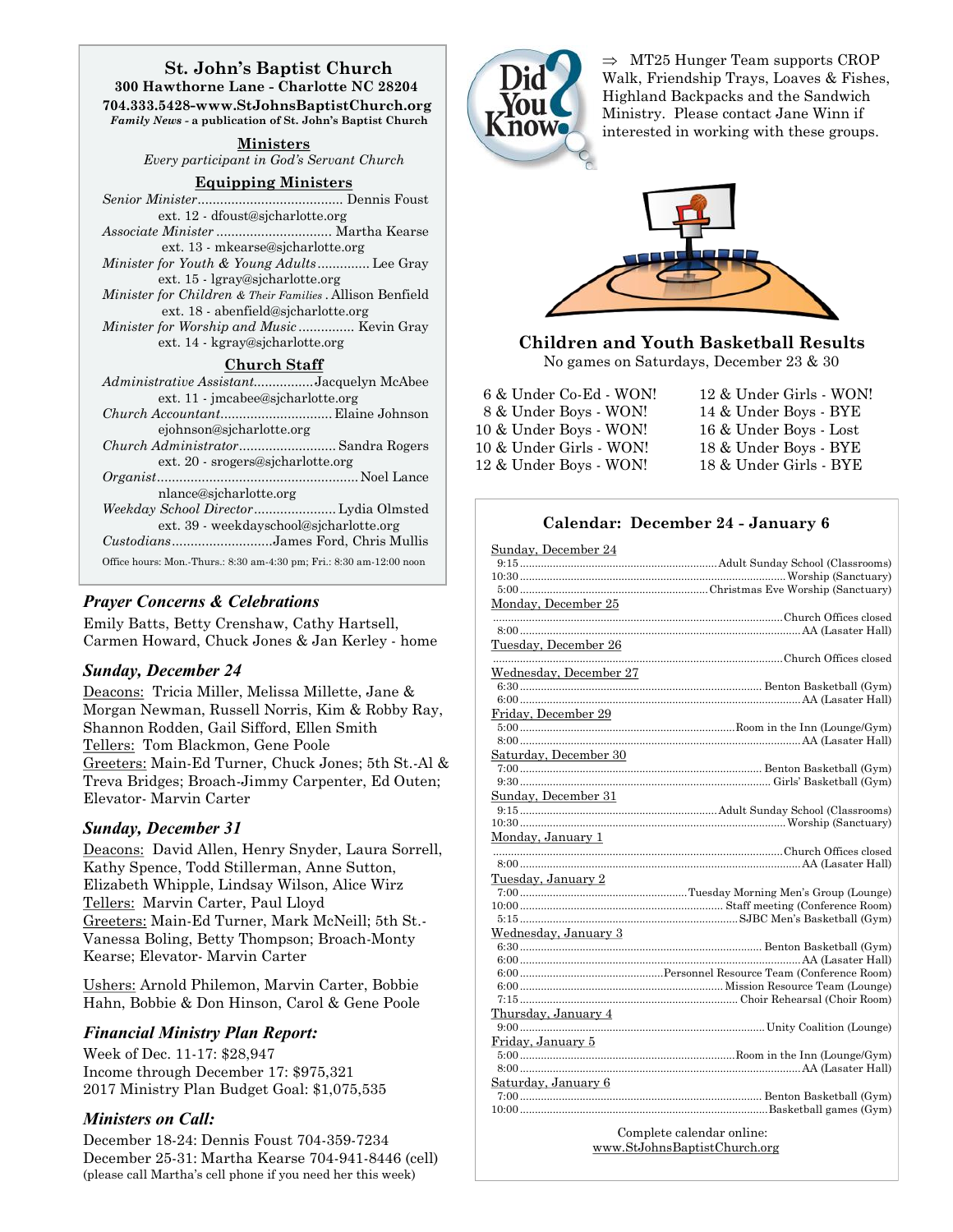## St. John's Baptist Church

**300 Hawthorne Lane - Charlotte NC 28204**
**704.333.5428-www.StJohnsBaptistChurch.org**
*Family News* - a publication of St. John's Baptist Church

### Ministers

*Every participant in God's Servant Church*

### Equipping Ministers

*Senior Minister*....................................... Dennis Foust
ext. 12 - dfoust@sjcharlotte.org
*Associate Minister* ............................... Martha Kearse
ext. 13 - mkearse@sjcharlotte.org
*Minister for Youth & Young Adults*.............. Lee Gray
ext. 15 - lgray@sjcharlotte.org
*Minister for Children & Their Families* . Allison Benfield
ext. 18 - abenfield@sjcharlotte.org
*Minister for Worship and Music*............... Kevin Gray
ext. 14 - kgray@sjcharlotte.org

### Church Staff

*Administrative Assistant*................Jacquelyn McAbee
ext. 11 - jmcabee@sjcharlotte.org
*Church Accountant*............................. Elaine Johnson
ejohnson@sjcharlotte.org
*Church Administrator*.......................... Sandra Rogers
ext. 20 - srogers@sjcharlotte.org
*Organist*...................................................... Noel Lance
nlance@sjcharlotte.org
*Weekday School Director*...................... Lydia Olmsted
ext. 39 - weekdayschool@sjcharlotte.org
*Custodians*...........................James Ford, Chris Mullis

Office hours: Mon.-Thurs.: 8:30 am-4:30 pm; Fri.: 8:30 am-12:00 noon

### *Prayer Concerns & Celebrations*

Emily Batts, Betty Crenshaw, Cathy Hartsell, Carmen Howard, Chuck Jones & Jan Kerley - home

### *Sunday, December 24*

Deacons: Tricia Miller, Melissa Millette, Jane & Morgan Newman, Russell Norris, Kim & Robby Ray, Shannon Rodden, Gail Sifford, Ellen Smith
Tellers: Tom Blackmon, Gene Poole
Greeters: Main-Ed Turner, Chuck Jones; 5th St.-Al & Treva Bridges; Broach-Jimmy Carpenter, Ed Outen; Elevator- Marvin Carter

### *Sunday, December 31*

Deacons: David Allen, Henry Snyder, Laura Sorrell, Kathy Spence, Todd Stillerman, Anne Sutton, Elizabeth Whipple, Lindsay Wilson, Alice Wirz
Tellers: Marvin Carter, Paul Lloyd
Greeters: Main-Ed Turner, Mark McNeill; 5th St.-Vanessa Boling, Betty Thompson; Broach-Monty Kearse; Elevator- Marvin Carter

Ushers: Arnold Philemon, Marvin Carter, Bobbie Hahn, Bobbie & Don Hinson, Carol & Gene Poole

### *Financial Ministry Plan Report:*

Week of Dec. 11-17: $28,947
Income through December 17: $975,321
2017 Ministry Plan Budget Goal: $1,075,535

### *Ministers on Call:*

December 18-24: Dennis Foust 704-359-7234
December 25-31: Martha Kearse 704-941-8446 (cell)
(please call Martha's cell phone if you need her this week)

---

Did You Know?

⇒ MT25 Hunger Team supports CROP Walk, Friendship Trays, Loaves & Fishes, Highland Backpacks and the Sandwich Ministry. Please contact Jane Winn if interested in working with these groups.

### Children and Youth Basketball Results

No games on Saturdays, December 23 & 30

- 6 & Under Co-Ed - WON!
- 8 & Under Boys - WON!
- 10 & Under Boys - WON!
- 10 & Under Girls - WON!
- 12 & Under Boys - WON!
- 12 & Under Girls - WON!
- 14 & Under Boys - BYE
- 16 & Under Boys - Lost
- 18 & Under Boys - BYE
- 18 & Under Girls - BYE

### Calendar: December 24 - January 6

**Sunday, December 24**
9:15 ........ Adult Sunday School (Classrooms)
10:30 ........ Worship (Sanctuary)
5:00 ........ Christmas Eve Worship (Sanctuary)

**Monday, December 25**
........ Church Offices closed
8:00 ........ AA (Lasater Hall)

**Tuesday, December 26**
........ Church Offices closed

**Wednesday, December 27**
6:30 ........ Benton Basketball (Gym)
6:00 ........ AA (Lasater Hall)

**Friday, December 29**
5:00 ........ Room in the Inn (Lounge/Gym)
8:00 ........ AA (Lasater Hall)

**Saturday, December 30**
7:00 ........ Benton Basketball (Gym)
9:30 ........ Girls' Basketball (Gym)

**Sunday, December 31**
9:15 ........ Adult Sunday School (Classrooms)
10:30 ........ Worship (Sanctuary)

**Monday, January 1**
........ Church Offices closed
8:00 ........ AA (Lasater Hall)

**Tuesday, January 2**
7:00 ........ Tuesday Morning Men's Group (Lounge)
10:00 ........ Staff meeting (Conference Room)
5:15 ........ SJBC Men's Basketball (Gym)

**Wednesday, January 3**
6:30 ........ Benton Basketball (Gym)
6:00 ........ AA (Lasater Hall)
6:00 ........ Personnel Resource Team (Conference Room)
6:00 ........ Mission Resource Team (Lounge)
7:15 ........ Choir Rehearsal (Choir Room)

**Thursday, January 4**
9:00 ........ Unity Coalition (Lounge)

**Friday, January 5**
5:00 ........ Room in the Inn (Lounge/Gym)
8:00 ........ AA (Lasater Hall)

**Saturday, January 6**
7:00 ........ Benton Basketball (Gym)
10:00 ........ Basketball games (Gym)

Complete calendar online:
www.StJohnsBaptistChurch.org